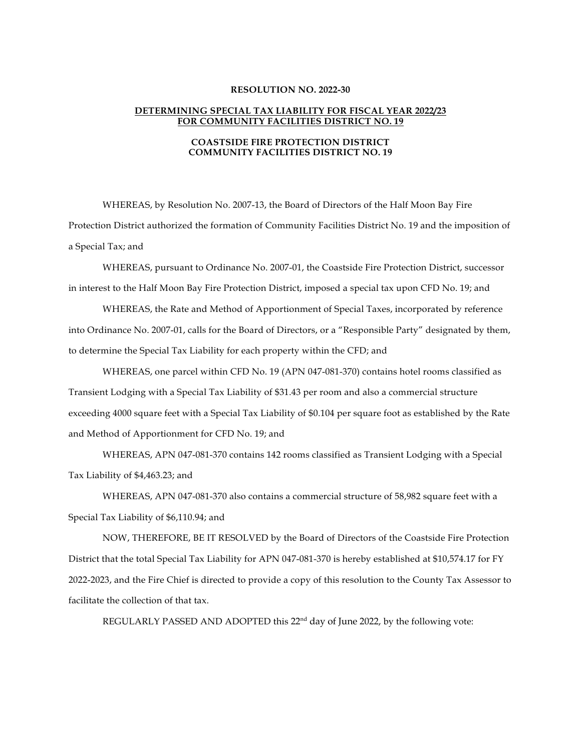**RESOLUTION NO. 2022-30**

**DETERMINING SPECIAL TAX LIABILITY FOR FISCAL YEAR 2022/23 FOR COMMUNITY FACILITIES DISTRICT NO. 19**

**COASTSIDE FIRE PROTECTION DISTRICT**
**COMMUNITY FACILITIES DISTRICT NO. 19**

WHEREAS, by Resolution No. 2007-13, the Board of Directors of the Half Moon Bay Fire Protection District authorized the formation of Community Facilities District No. 19 and the imposition of a Special Tax; and

WHEREAS, pursuant to Ordinance No. 2007-01, the Coastside Fire Protection District, successor in interest to the Half Moon Bay Fire Protection District, imposed a special tax upon CFD No. 19; and

WHEREAS, the Rate and Method of Apportionment of Special Taxes, incorporated by reference into Ordinance No. 2007-01, calls for the Board of Directors, or a "Responsible Party" designated by them, to determine the Special Tax Liability for each property within the CFD; and

WHEREAS, one parcel within CFD No. 19 (APN 047-081-370) contains hotel rooms classified as Transient Lodging with a Special Tax Liability of $31.43 per room and also a commercial structure exceeding 4000 square feet with a Special Tax Liability of $0.104 per square foot as established by the Rate and Method of Apportionment for CFD No. 19; and

WHEREAS, APN 047-081-370 contains 142 rooms classified as Transient Lodging with a Special Tax Liability of $4,463.23; and

WHEREAS, APN 047-081-370 also contains a commercial structure of 58,982 square feet with a Special Tax Liability of $6,110.94; and

NOW, THEREFORE, BE IT RESOLVED by the Board of Directors of the Coastside Fire Protection District that the total Special Tax Liability for APN 047-081-370 is hereby established at $10,574.17 for FY 2022-2023, and the Fire Chief is directed to provide a copy of this resolution to the County Tax Assessor to facilitate the collection of that tax.

REGULARLY PASSED AND ADOPTED this 22nd day of June 2022, by the following vote: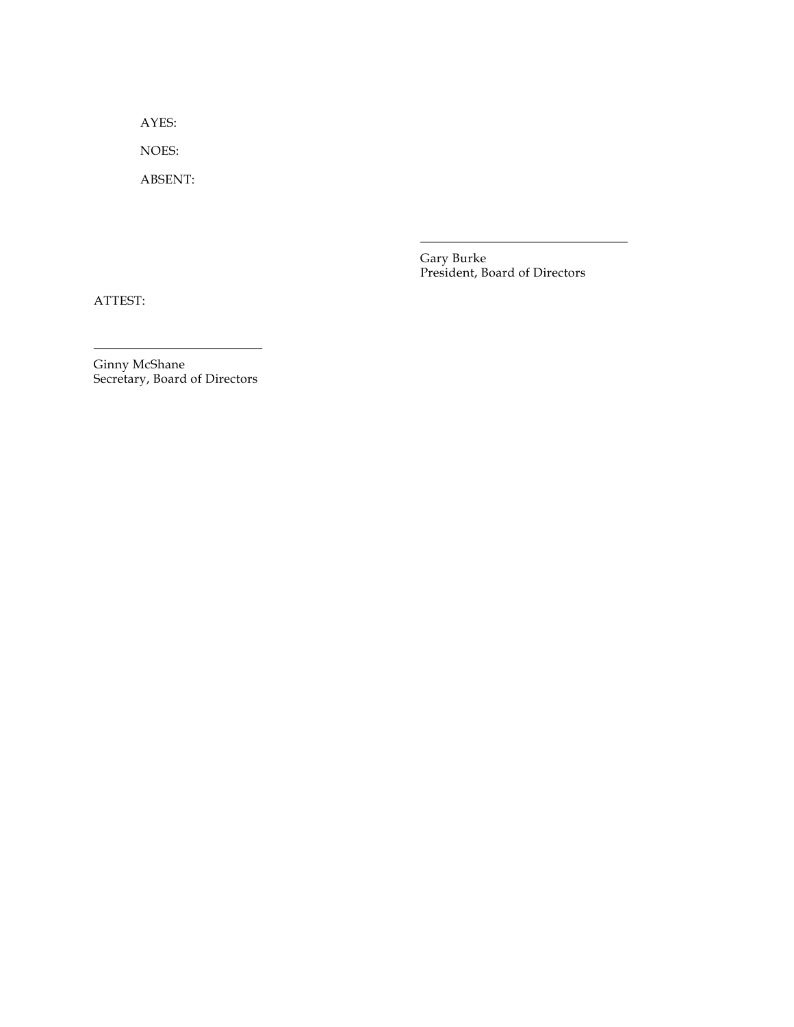AYES:

NOES:

ABSENT:

\_\_\_\_\_\_\_\_\_\_\_\_\_\_\_\_\_\_\_\_\_\_\_\_\_\_\_\_\_\_\_\_

Gary Burke
President, Board of Directors

ATTEST:

\_\_\_\_\_\_\_\_\_\_\_\_\_\_\_\_\_\_\_\_\_\_\_\_\_\_\_\_

Ginny McShane
Secretary, Board of Directors